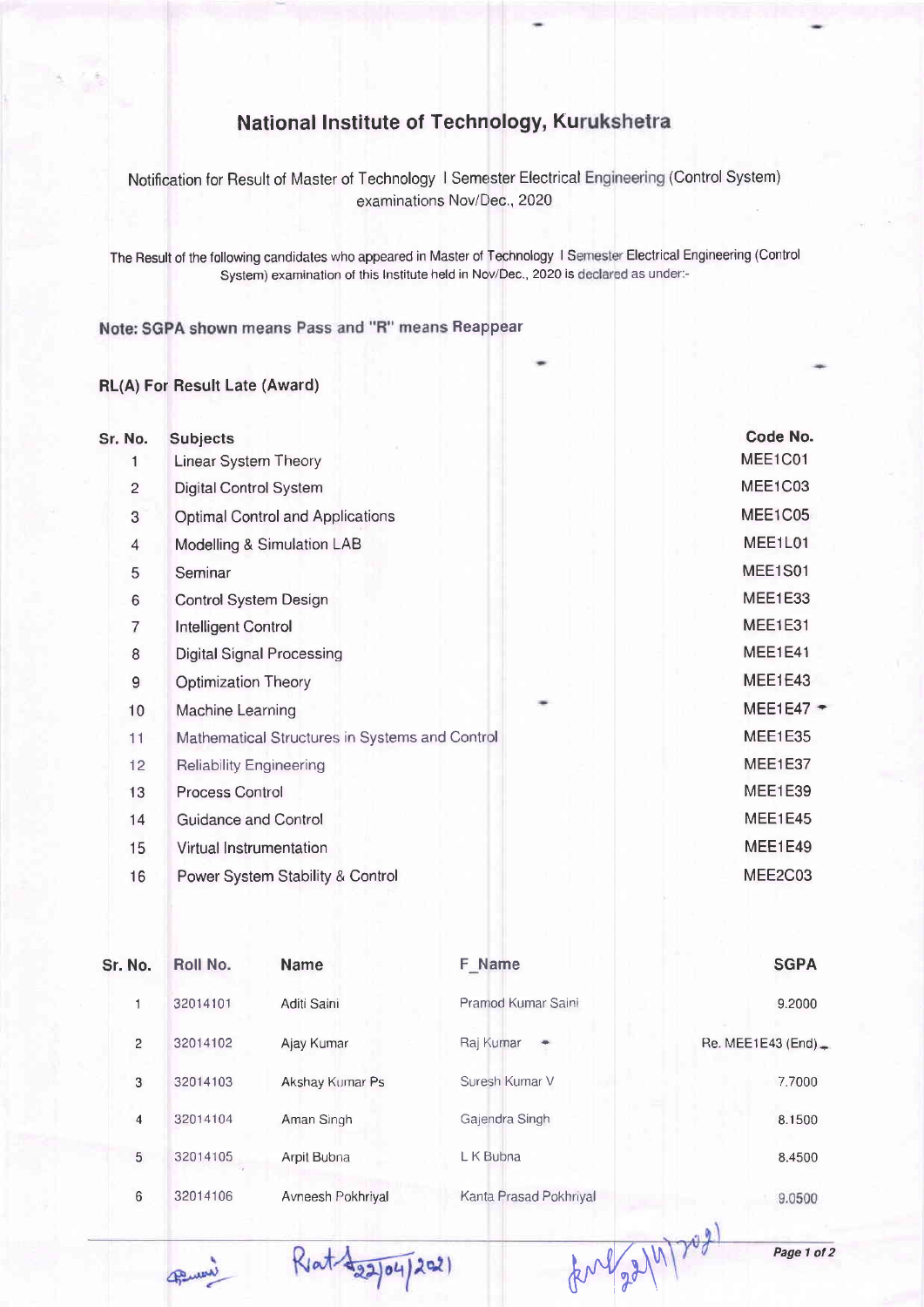# National Institute of Technology, Kurukshetra

Notification for Result of Master of Technology I Semester Electrical Engineering (Control System) examinations Nov/Dec., 2020

The Result of the following candidates who appeared in Master of Technology I Semester Electrical Engineering (Control System) examination of this Institute held in Nov/Dec., 2020 is declared as under:-

**Note: SGPA shown means Pass and "R" means Reappear**

**RL(A) For Result Late (Award)**

| Sr. No. | Subjects | Code No. |
|---|---|---|
| 1 | Linear System Theory | MEE1C01 |
| 2 | Digital Control System | MEE1C03 |
| 3 | Optimal Control and Applications | MEE1C05 |
| 4 | Modelling & Simulation LAB | MEE1L01 |
| 5 | Seminar | MEE1S01 |
| 6 | Control System Design | MEE1E33 |
| 7 | Intelligent Control | MEE1E31 |
| 8 | Digital Signal Processing | MEE1E41 |
| 9 | Optimization Theory | MEE1E43 |
| 10 | Machine Learning | MEE1E47 |
| 11 | Mathematical Structures in Systems and Control | MEE1E35 |
| 12 | Reliability Engineering | MEE1E37 |
| 13 | Process Control | MEE1E39 |
| 14 | Guidance and Control | MEE1E45 |
| 15 | Virtual Instrumentation | MEE1E49 |
| 16 | Power System Stability & Control | MEE2C03 |

| Sr. No. | Roll No. | Name | F_Name | SGPA |
|---|---|---|---|---|
| 1 | 32014101 | Aditi Saini | Pramod Kumar Saini | 9.2000 |
| 2 | 32014102 | Ajay Kumar | Raj Kumar | Re. MEE1E43 (End) |
| 3 | 32014103 | Akshay Kumar Ps | Suresh Kumar V | 7.7000 |
| 4 | 32014104 | Aman Singh | Gajendra Singh | 8.1500 |
| 5 | 32014105 | Arpit Bubna | L K Bubna | 8.4500 |
| 6 | 32014106 | Avneesh Pokhriyal | Kanta Prasad Pokhriyal | 9.0500 |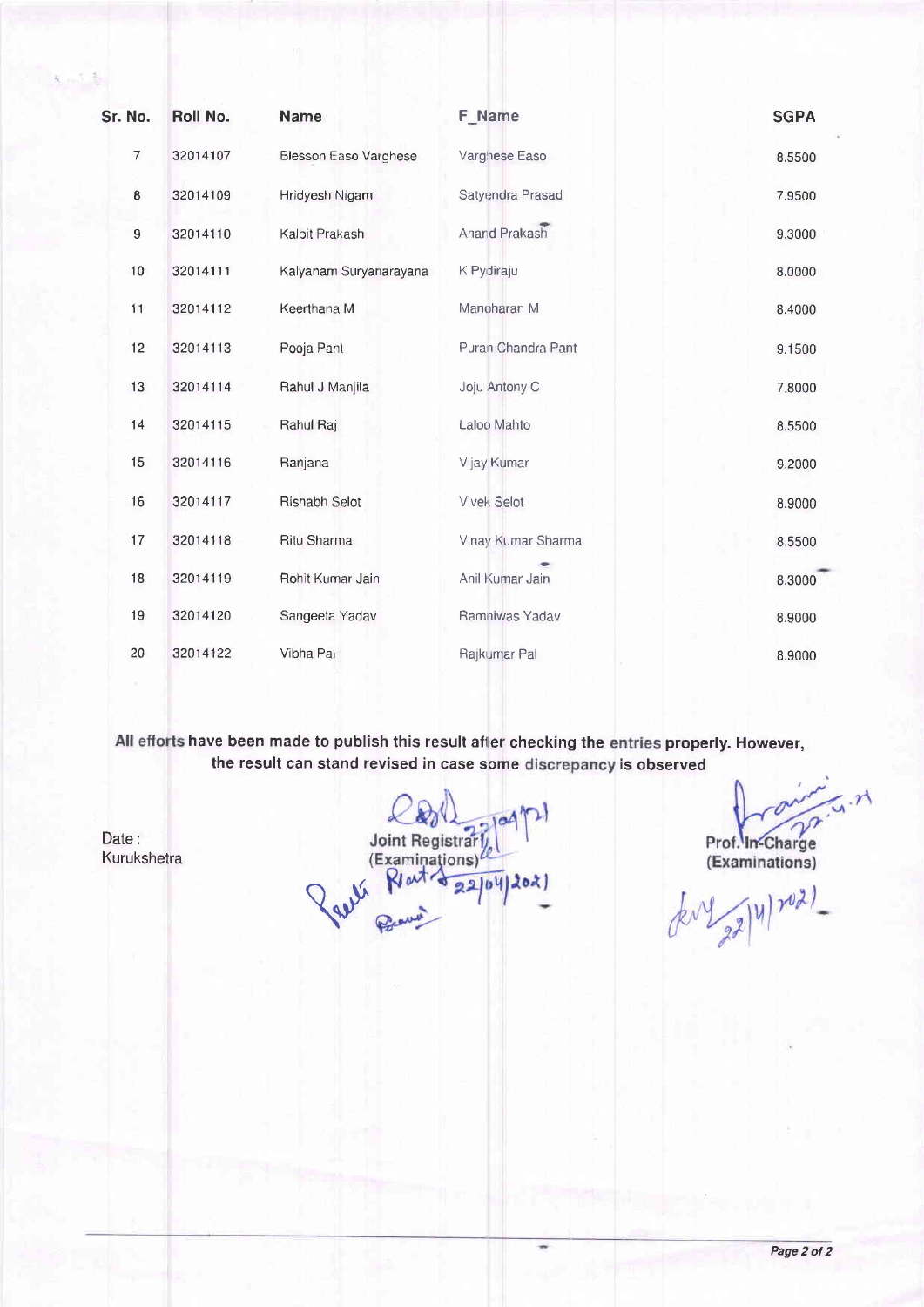| Sr. No. | Roll No. | Name | F_Name | SGPA |
|---|---|---|---|---|
| 7 | 32014107 | Blesson Easo Varghese | Varghese Easo | 8.5500 |
| 8 | 32014109 | Hridyesh Nigam | Satyendra Prasad | 7.9500 |
| 9 | 32014110 | Kalpit Prakash | Anand Prakash | 9.3000 |
| 10 | 32014111 | Kalyanam Suryanarayana | K Pydiraju | 8.0000 |
| 11 | 32014112 | Keerthana M | Manoharan M | 8.4000 |
| 12 | 32014113 | Pooja Pant | Puran Chandra Pant | 9.1500 |
| 13 | 32014114 | Rahul J Manjila | Joju Antony C | 7.8000 |
| 14 | 32014115 | Rahul Raj | Laloo Mahto | 8.5500 |
| 15 | 32014116 | Ranjana | Vijay Kumar | 9.2000 |
| 16 | 32014117 | Rishabh Selot | Vivek Selot | 8.9000 |
| 17 | 32014118 | Ritu Sharma | Vinay Kumar Sharma | 8.5500 |
| 18 | 32014119 | Rohit Kumar Jain | Anil Kumar Jain | 8.3000 |
| 19 | 32014120 | Sangeeta Yadav | Ramniwas Yadav | 8.9000 |
| 20 | 32014122 | Vibha Pal | Rajkumar Pal | 8.9000 |

**All efforts have been made to publish this result after checking the entries properly. However, the result can stand revised in case some discrepancy is observed**

Date :
Kurukshetra

**Joint Registrar**
**(Examinations)**
22/04/2021

**Prof. In-Charge**
**(Examinations)**
22/4/2021